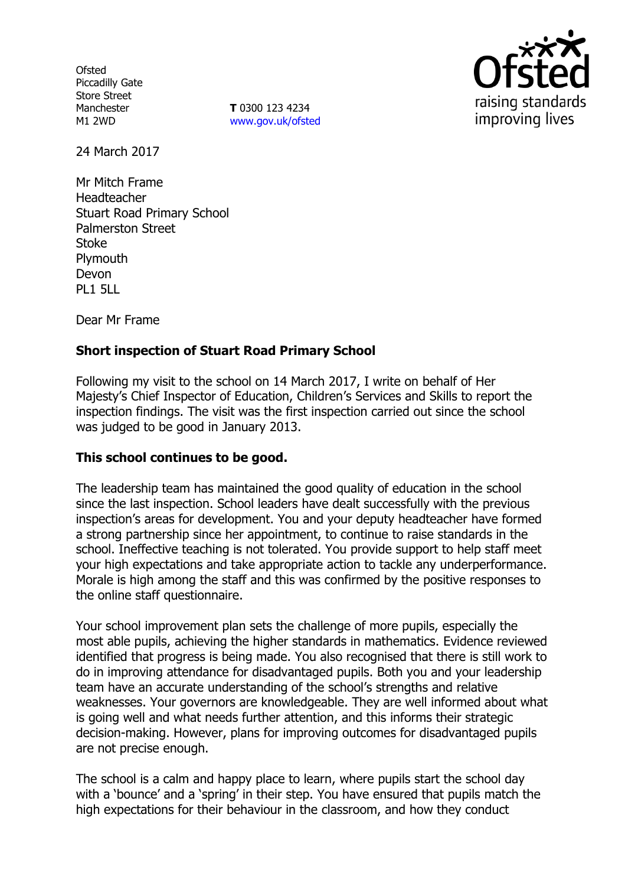Ofsted
Piccadilly Gate
Store Street
Manchester
M1 2WD

**T** 0300 123 4234
www.gov.uk/ofsted

24 March 2017

Mr Mitch Frame
Headteacher
Stuart Road Primary School
Palmerston Street
Stoke
Plymouth
Devon
PL1 5LL

Dear Mr Frame

**Short inspection of Stuart Road Primary School**

Following my visit to the school on 14 March 2017, I write on behalf of Her Majesty's Chief Inspector of Education, Children's Services and Skills to report the inspection findings. The visit was the first inspection carried out since the school was judged to be good in January 2013.

**This school continues to be good.**

The leadership team has maintained the good quality of education in the school since the last inspection. School leaders have dealt successfully with the previous inspection's areas for development. You and your deputy headteacher have formed a strong partnership since her appointment, to continue to raise standards in the school. Ineffective teaching is not tolerated. You provide support to help staff meet your high expectations and take appropriate action to tackle any underperformance. Morale is high among the staff and this was confirmed by the positive responses to the online staff questionnaire.

Your school improvement plan sets the challenge of more pupils, especially the most able pupils, achieving the higher standards in mathematics. Evidence reviewed identified that progress is being made. You also recognised that there is still work to do in improving attendance for disadvantaged pupils. Both you and your leadership team have an accurate understanding of the school's strengths and relative weaknesses. Your governors are knowledgeable. They are well informed about what is going well and what needs further attention, and this informs their strategic decision-making. However, plans for improving outcomes for disadvantaged pupils are not precise enough.

The school is a calm and happy place to learn, where pupils start the school day with a 'bounce' and a 'spring' in their step. You have ensured that pupils match the high expectations for their behaviour in the classroom, and how they conduct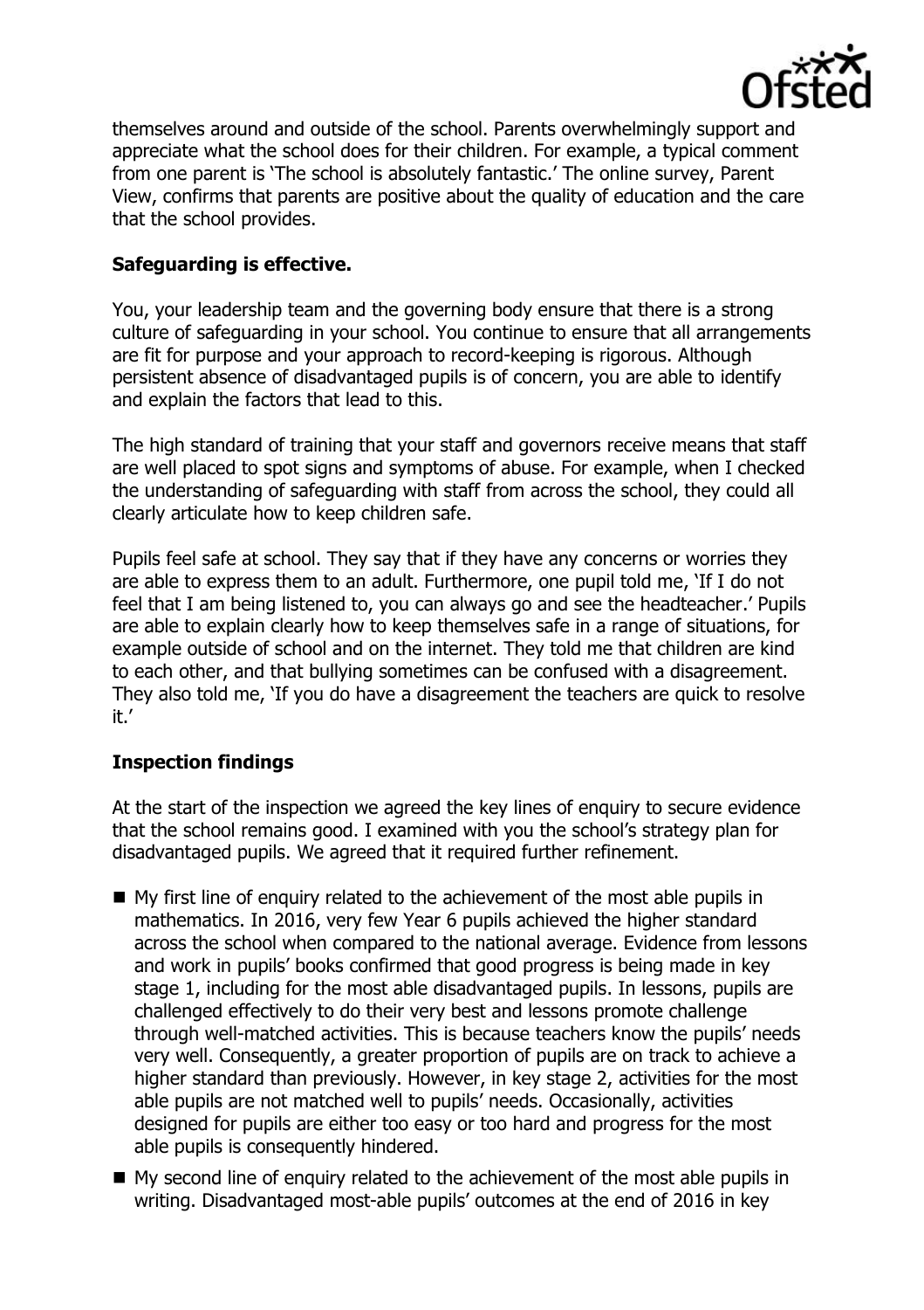themselves around and outside of the school. Parents overwhelmingly support and appreciate what the school does for their children. For example, a typical comment from one parent is 'The school is absolutely fantastic.' The online survey, Parent View, confirms that parents are positive about the quality of education and the care that the school provides.

**Safeguarding is effective.**

You, your leadership team and the governing body ensure that there is a strong culture of safeguarding in your school. You continue to ensure that all arrangements are fit for purpose and your approach to record-keeping is rigorous. Although persistent absence of disadvantaged pupils is of concern, you are able to identify and explain the factors that lead to this.

The high standard of training that your staff and governors receive means that staff are well placed to spot signs and symptoms of abuse. For example, when I checked the understanding of safeguarding with staff from across the school, they could all clearly articulate how to keep children safe.

Pupils feel safe at school. They say that if they have any concerns or worries they are able to express them to an adult. Furthermore, one pupil told me, 'If I do not feel that I am being listened to, you can always go and see the headteacher.' Pupils are able to explain clearly how to keep themselves safe in a range of situations, for example outside of school and on the internet. They told me that children are kind to each other, and that bullying sometimes can be confused with a disagreement. They also told me, 'If you do have a disagreement the teachers are quick to resolve it.'

**Inspection findings**

At the start of the inspection we agreed the key lines of enquiry to secure evidence that the school remains good. I examined with you the school's strategy plan for disadvantaged pupils. We agreed that it required further refinement.

- My first line of enquiry related to the achievement of the most able pupils in mathematics. In 2016, very few Year 6 pupils achieved the higher standard across the school when compared to the national average. Evidence from lessons and work in pupils' books confirmed that good progress is being made in key stage 1, including for the most able disadvantaged pupils. In lessons, pupils are challenged effectively to do their very best and lessons promote challenge through well-matched activities. This is because teachers know the pupils' needs very well. Consequently, a greater proportion of pupils are on track to achieve a higher standard than previously. However, in key stage 2, activities for the most able pupils are not matched well to pupils' needs. Occasionally, activities designed for pupils are either too easy or too hard and progress for the most able pupils is consequently hindered.
- My second line of enquiry related to the achievement of the most able pupils in writing. Disadvantaged most-able pupils' outcomes at the end of 2016 in key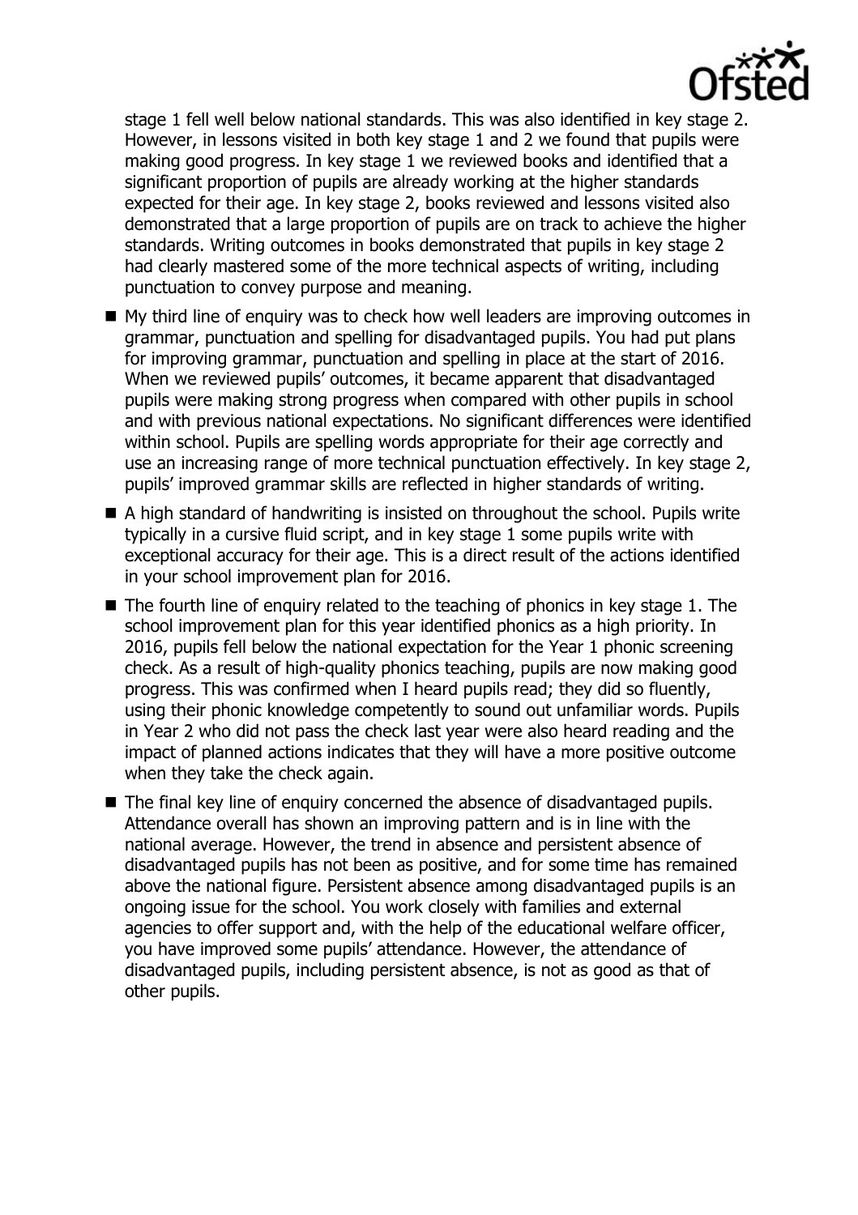stage 1 fell well below national standards. This was also identified in key stage 2. However, in lessons visited in both key stage 1 and 2 we found that pupils were making good progress. In key stage 1 we reviewed books and identified that a significant proportion of pupils are already working at the higher standards expected for their age. In key stage 2, books reviewed and lessons visited also demonstrated that a large proportion of pupils are on track to achieve the higher standards. Writing outcomes in books demonstrated that pupils in key stage 2 had clearly mastered some of the more technical aspects of writing, including punctuation to convey purpose and meaning.

- My third line of enquiry was to check how well leaders are improving outcomes in grammar, punctuation and spelling for disadvantaged pupils. You had put plans for improving grammar, punctuation and spelling in place at the start of 2016. When we reviewed pupils' outcomes, it became apparent that disadvantaged pupils were making strong progress when compared with other pupils in school and with previous national expectations. No significant differences were identified within school. Pupils are spelling words appropriate for their age correctly and use an increasing range of more technical punctuation effectively. In key stage 2, pupils' improved grammar skills are reflected in higher standards of writing.
- A high standard of handwriting is insisted on throughout the school. Pupils write typically in a cursive fluid script, and in key stage 1 some pupils write with exceptional accuracy for their age. This is a direct result of the actions identified in your school improvement plan for 2016.
- The fourth line of enquiry related to the teaching of phonics in key stage 1. The school improvement plan for this year identified phonics as a high priority. In 2016, pupils fell below the national expectation for the Year 1 phonic screening check. As a result of high-quality phonics teaching, pupils are now making good progress. This was confirmed when I heard pupils read; they did so fluently, using their phonic knowledge competently to sound out unfamiliar words. Pupils in Year 2 who did not pass the check last year were also heard reading and the impact of planned actions indicates that they will have a more positive outcome when they take the check again.
- The final key line of enquiry concerned the absence of disadvantaged pupils. Attendance overall has shown an improving pattern and is in line with the national average. However, the trend in absence and persistent absence of disadvantaged pupils has not been as positive, and for some time has remained above the national figure. Persistent absence among disadvantaged pupils is an ongoing issue for the school. You work closely with families and external agencies to offer support and, with the help of the educational welfare officer, you have improved some pupils' attendance. However, the attendance of disadvantaged pupils, including persistent absence, is not as good as that of other pupils.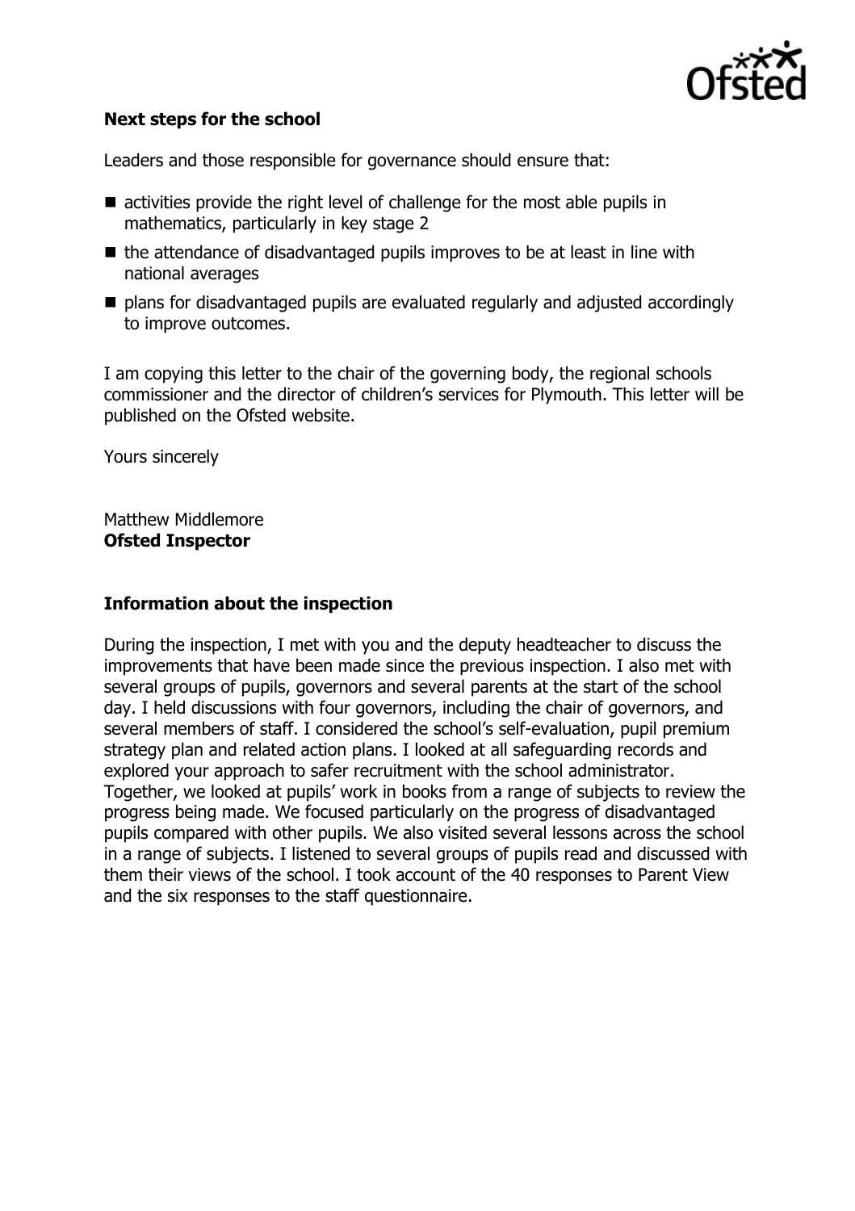**Next steps for the school**

Leaders and those responsible for governance should ensure that:

- activities provide the right level of challenge for the most able pupils in mathematics, particularly in key stage 2
- the attendance of disadvantaged pupils improves to be at least in line with national averages
- plans for disadvantaged pupils are evaluated regularly and adjusted accordingly to improve outcomes.

I am copying this letter to the chair of the governing body, the regional schools commissioner and the director of children's services for Plymouth. This letter will be published on the Ofsted website.

Yours sincerely

Matthew Middlemore
**Ofsted Inspector**

**Information about the inspection**

During the inspection, I met with you and the deputy headteacher to discuss the improvements that have been made since the previous inspection. I also met with several groups of pupils, governors and several parents at the start of the school day. I held discussions with four governors, including the chair of governors, and several members of staff. I considered the school's self-evaluation, pupil premium strategy plan and related action plans. I looked at all safeguarding records and explored your approach to safer recruitment with the school administrator. Together, we looked at pupils' work in books from a range of subjects to review the progress being made. We focused particularly on the progress of disadvantaged pupils compared with other pupils. We also visited several lessons across the school in a range of subjects. I listened to several groups of pupils read and discussed with them their views of the school. I took account of the 40 responses to Parent View and the six responses to the staff questionnaire.